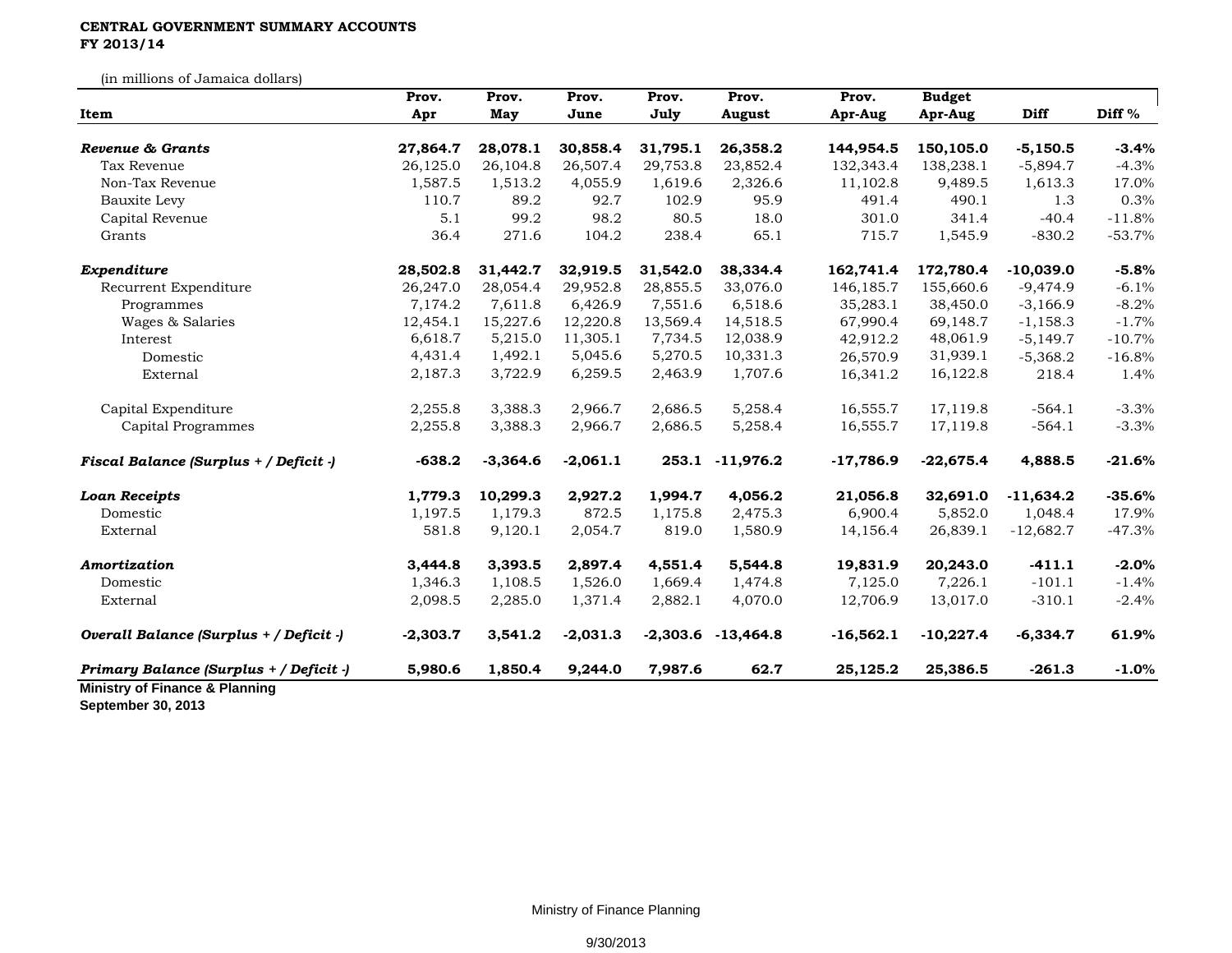**CENTRAL GOVERNMENT SUMMARY ACCOUNTS**
**FY 2013/14**

(in millions of Jamaica dollars)

| Item | Prov. Apr | Prov. May | Prov. June | Prov. July | Prov. August | Prov. Apr-Aug | Budget Apr-Aug | Diff | Diff % |
|---|---|---|---|---|---|---|---|---|---|
| ***Revenue & Grants*** | **27,864.7** | **28,078.1** | **30,858.4** | **31,795.1** | **26,358.2** | **144,954.5** | **150,105.0** | **-5,150.5** | **-3.4%** |
| Tax Revenue | 26,125.0 | 26,104.8 | 26,507.4 | 29,753.8 | 23,852.4 | 132,343.4 | 138,238.1 | -5,894.7 | -4.3% |
| Non-Tax Revenue | 1,587.5 | 1,513.2 | 4,055.9 | 1,619.6 | 2,326.6 | 11,102.8 | 9,489.5 | 1,613.3 | 17.0% |
| Bauxite Levy | 110.7 | 89.2 | 92.7 | 102.9 | 95.9 | 491.4 | 490.1 | 1.3 | 0.3% |
| Capital Revenue | 5.1 | 99.2 | 98.2 | 80.5 | 18.0 | 301.0 | 341.4 | -40.4 | -11.8% |
| Grants | 36.4 | 271.6 | 104.2 | 238.4 | 65.1 | 715.7 | 1,545.9 | -830.2 | -53.7% |
| ***Expenditure*** | **28,502.8** | **31,442.7** | **32,919.5** | **31,542.0** | **38,334.4** | **162,741.4** | **172,780.4** | **-10,039.0** | **-5.8%** |
| Recurrent Expenditure | 26,247.0 | 28,054.4 | 29,952.8 | 28,855.5 | 33,076.0 | 146,185.7 | 155,660.6 | -9,474.9 | -6.1% |
| Programmes | 7,174.2 | 7,611.8 | 6,426.9 | 7,551.6 | 6,518.6 | 35,283.1 | 38,450.0 | -3,166.9 | -8.2% |
| Wages & Salaries | 12,454.1 | 15,227.6 | 12,220.8 | 13,569.4 | 14,518.5 | 67,990.4 | 69,148.7 | -1,158.3 | -1.7% |
| Interest | 6,618.7 | 5,215.0 | 11,305.1 | 7,734.5 | 12,038.9 | 42,912.2 | 48,061.9 | -5,149.7 | -10.7% |
| Domestic | 4,431.4 | 1,492.1 | 5,045.6 | 5,270.5 | 10,331.3 | 26,570.9 | 31,939.1 | -5,368.2 | -16.8% |
| External | 2,187.3 | 3,722.9 | 6,259.5 | 2,463.9 | 1,707.6 | 16,341.2 | 16,122.8 | 218.4 | 1.4% |
| Capital Expenditure | 2,255.8 | 3,388.3 | 2,966.7 | 2,686.5 | 5,258.4 | 16,555.7 | 17,119.8 | -564.1 | -3.3% |
| Capital Programmes | 2,255.8 | 3,388.3 | 2,966.7 | 2,686.5 | 5,258.4 | 16,555.7 | 17,119.8 | -564.1 | -3.3% |
| ***Fiscal Balance (Surplus + / Deficit -)*** | **-638.2** | **-3,364.6** | **-2,061.1** | **253.1** | **-11,976.2** | **-17,786.9** | **-22,675.4** | **4,888.5** | **-21.6%** |
| ***Loan Receipts*** | **1,779.3** | **10,299.3** | **2,927.2** | **1,994.7** | **4,056.2** | **21,056.8** | **32,691.0** | **-11,634.2** | **-35.6%** |
| Domestic | 1,197.5 | 1,179.3 | 872.5 | 1,175.8 | 2,475.3 | 6,900.4 | 5,852.0 | 1,048.4 | 17.9% |
| External | 581.8 | 9,120.1 | 2,054.7 | 819.0 | 1,580.9 | 14,156.4 | 26,839.1 | -12,682.7 | -47.3% |
| ***Amortization*** | **3,444.8** | **3,393.5** | **2,897.4** | **4,551.4** | **5,544.8** | **19,831.9** | **20,243.0** | **-411.1** | **-2.0%** |
| Domestic | 1,346.3 | 1,108.5 | 1,526.0 | 1,669.4 | 1,474.8 | 7,125.0 | 7,226.1 | -101.1 | -1.4% |
| External | 2,098.5 | 2,285.0 | 1,371.4 | 2,882.1 | 4,070.0 | 12,706.9 | 13,017.0 | -310.1 | -2.4% |
| ***Overall Balance (Surplus + / Deficit -)*** | **-2,303.7** | **3,541.2** | **-2,031.3** | **-2,303.6** | **-13,464.8** | **-16,562.1** | **-10,227.4** | **-6,334.7** | **61.9%** |
| ***Primary Balance (Surplus + / Deficit -)*** | **5,980.6** | **1,850.4** | **9,244.0** | **7,987.6** | **62.7** | **25,125.2** | **25,386.5** | **-261.3** | **-1.0%** |

**Ministry of Finance & Planning**
**September 30, 2013**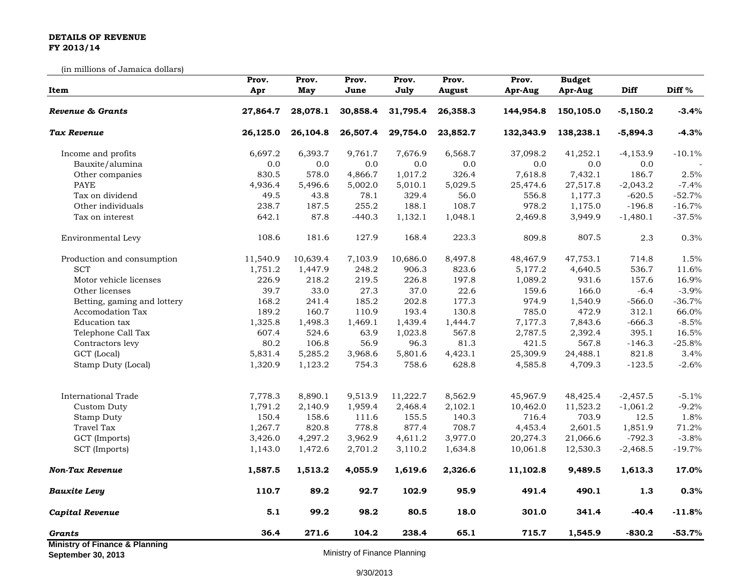**DETAILS OF REVENUE**
**FY 2013/14**

(in millions of Jamaica dollars)

| Item | Prov. Apr | Prov. May | Prov. June | Prov. July | Prov. August | Prov. Apr-Aug | Budget Apr-Aug | Diff | Diff % |
|---|---|---|---|---|---|---|---|---|---|
| ***Revenue & Grants*** | **27,864.7** | **28,078.1** | **30,858.4** | **31,795.4** | **26,358.3** | **144,954.8** | **150,105.0** | **-5,150.2** | **-3.4%** |
| ***Tax Revenue*** | **26,125.0** | **26,104.8** | **26,507.4** | **29,754.0** | **23,852.7** | **132,343.9** | **138,238.1** | **-5,894.3** | **-4.3%** |
| Income and profits | 6,697.2 | 6,393.7 | 9,761.7 | 7,676.9 | 6,568.7 | 37,098.2 | 41,252.1 | -4,153.9 | -10.1% |
| Bauxite/alumina | 0.0 | 0.0 | 0.0 | 0.0 | 0.0 | 0.0 | 0.0 | 0.0 | - |
| Other companies | 830.5 | 578.0 | 4,866.7 | 1,017.2 | 326.4 | 7,618.8 | 7,432.1 | 186.7 | 2.5% |
| PAYE | 4,936.4 | 5,496.6 | 5,002.0 | 5,010.1 | 5,029.5 | 25,474.6 | 27,517.8 | -2,043.2 | -7.4% |
| Tax on dividend | 49.5 | 43.8 | 78.1 | 329.4 | 56.0 | 556.8 | 1,177.3 | -620.5 | -52.7% |
| Other individuals | 238.7 | 187.5 | 255.2 | 188.1 | 108.7 | 978.2 | 1,175.0 | -196.8 | -16.7% |
| Tax on interest | 642.1 | 87.8 | -440.3 | 1,132.1 | 1,048.1 | 2,469.8 | 3,949.9 | -1,480.1 | -37.5% |
| Environmental Levy | 108.6 | 181.6 | 127.9 | 168.4 | 223.3 | 809.8 | 807.5 | 2.3 | 0.3% |
| Production and consumption | 11,540.9 | 10,639.4 | 7,103.9 | 10,686.0 | 8,497.8 | 48,467.9 | 47,753.1 | 714.8 | 1.5% |
| SCT | 1,751.2 | 1,447.9 | 248.2 | 906.3 | 823.6 | 5,177.2 | 4,640.5 | 536.7 | 11.6% |
| Motor vehicle licenses | 226.9 | 218.2 | 219.5 | 226.8 | 197.8 | 1,089.2 | 931.6 | 157.6 | 16.9% |
| Other licenses | 39.7 | 33.0 | 27.3 | 37.0 | 22.6 | 159.6 | 166.0 | -6.4 | -3.9% |
| Betting, gaming and lottery | 168.2 | 241.4 | 185.2 | 202.8 | 177.3 | 974.9 | 1,540.9 | -566.0 | -36.7% |
| Accomodation Tax | 189.2 | 160.7 | 110.9 | 193.4 | 130.8 | 785.0 | 472.9 | 312.1 | 66.0% |
| Education tax | 1,325.8 | 1,498.3 | 1,469.1 | 1,439.4 | 1,444.7 | 7,177.3 | 7,843.6 | -666.3 | -8.5% |
| Telephone Call Tax | 607.4 | 524.6 | 63.9 | 1,023.8 | 567.8 | 2,787.5 | 2,392.4 | 395.1 | 16.5% |
| Contractors levy | 80.2 | 106.8 | 56.9 | 96.3 | 81.3 | 421.5 | 567.8 | -146.3 | -25.8% |
| GCT (Local) | 5,831.4 | 5,285.2 | 3,968.6 | 5,801.6 | 4,423.1 | 25,309.9 | 24,488.1 | 821.8 | 3.4% |
| Stamp Duty (Local) | 1,320.9 | 1,123.2 | 754.3 | 758.6 | 628.8 | 4,585.8 | 4,709.3 | -123.5 | -2.6% |
| International Trade | 7,778.3 | 8,890.1 | 9,513.9 | 11,222.7 | 8,562.9 | 45,967.9 | 48,425.4 | -2,457.5 | -5.1% |
| Custom Duty | 1,791.2 | 2,140.9 | 1,959.4 | 2,468.4 | 2,102.1 | 10,462.0 | 11,523.2 | -1,061.2 | -9.2% |
| Stamp Duty | 150.4 | 158.6 | 111.6 | 155.5 | 140.3 | 716.4 | 703.9 | 12.5 | 1.8% |
| Travel Tax | 1,267.7 | 820.8 | 778.8 | 877.4 | 708.7 | 4,453.4 | 2,601.5 | 1,851.9 | 71.2% |
| GCT (Imports) | 3,426.0 | 4,297.2 | 3,962.9 | 4,611.2 | 3,977.0 | 20,274.3 | 21,066.6 | -792.3 | -3.8% |
| SCT (Imports) | 1,143.0 | 1,472.6 | 2,701.2 | 3,110.2 | 1,634.8 | 10,061.8 | 12,530.3 | -2,468.5 | -19.7% |
| ***Non-Tax Revenue*** | **1,587.5** | **1,513.2** | **4,055.9** | **1,619.6** | **2,326.6** | **11,102.8** | **9,489.5** | **1,613.3** | **17.0%** |
| ***Bauxite Levy*** | **110.7** | **89.2** | **92.7** | **102.9** | **95.9** | **491.4** | **490.1** | **1.3** | **0.3%** |
| ***Capital Revenue*** | **5.1** | **99.2** | **98.2** | **80.5** | **18.0** | **301.0** | **341.4** | **-40.4** | **-11.8%** |
| ***Grants*** | **36.4** | **271.6** | **104.2** | **238.4** | **65.1** | **715.7** | **1,545.9** | **-830.2** | **-53.7%** |

**Ministry of Finance & Planning**
**September 30, 2013**